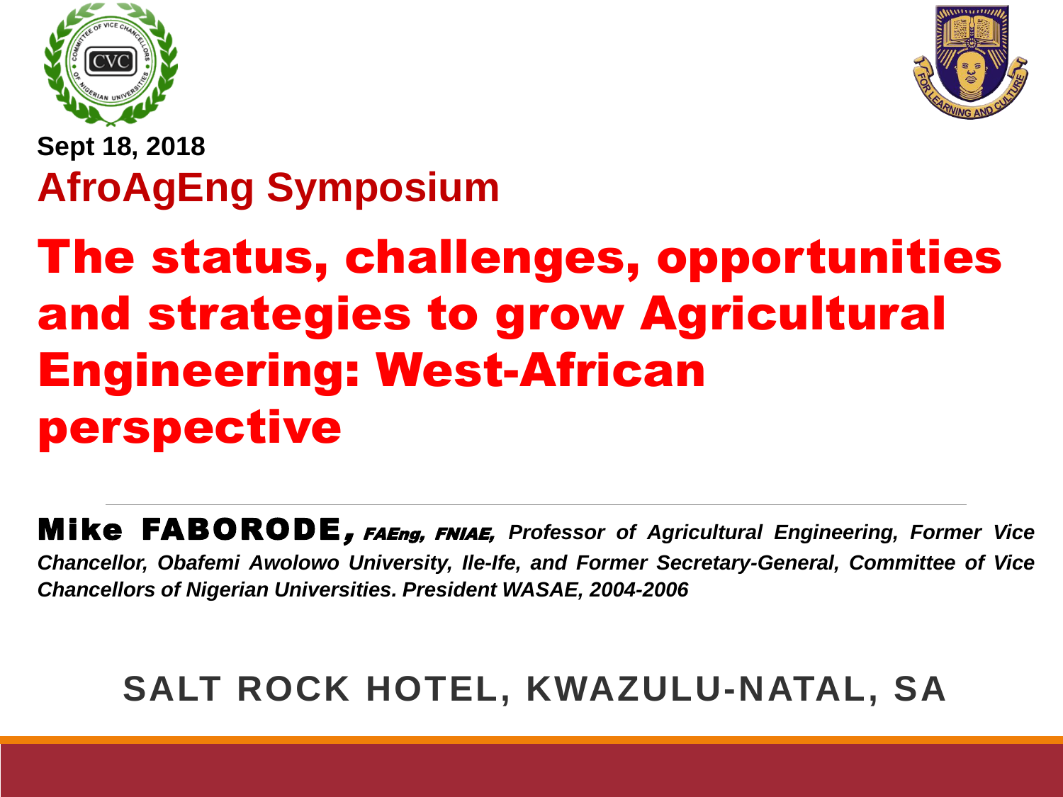**Sept 18, 2018**

## AfroAgEng Symposium

# The status, challenges, opportunities and strategies to grow Agricultural Engineering: West-African perspective

---

**Mike FABORODE**, ***FAEng, FNIAE,*** ***Professor of Agricultural Engineering, Former Vice Chancellor, Obafemi Awolowo University, Ile-Ife, and Former Secretary-General, Committee of Vice Chancellors of Nigerian Universities. President WASAE, 2004-2006***

**SALT ROCK HOTEL, KWAZULU-NATAL, SA**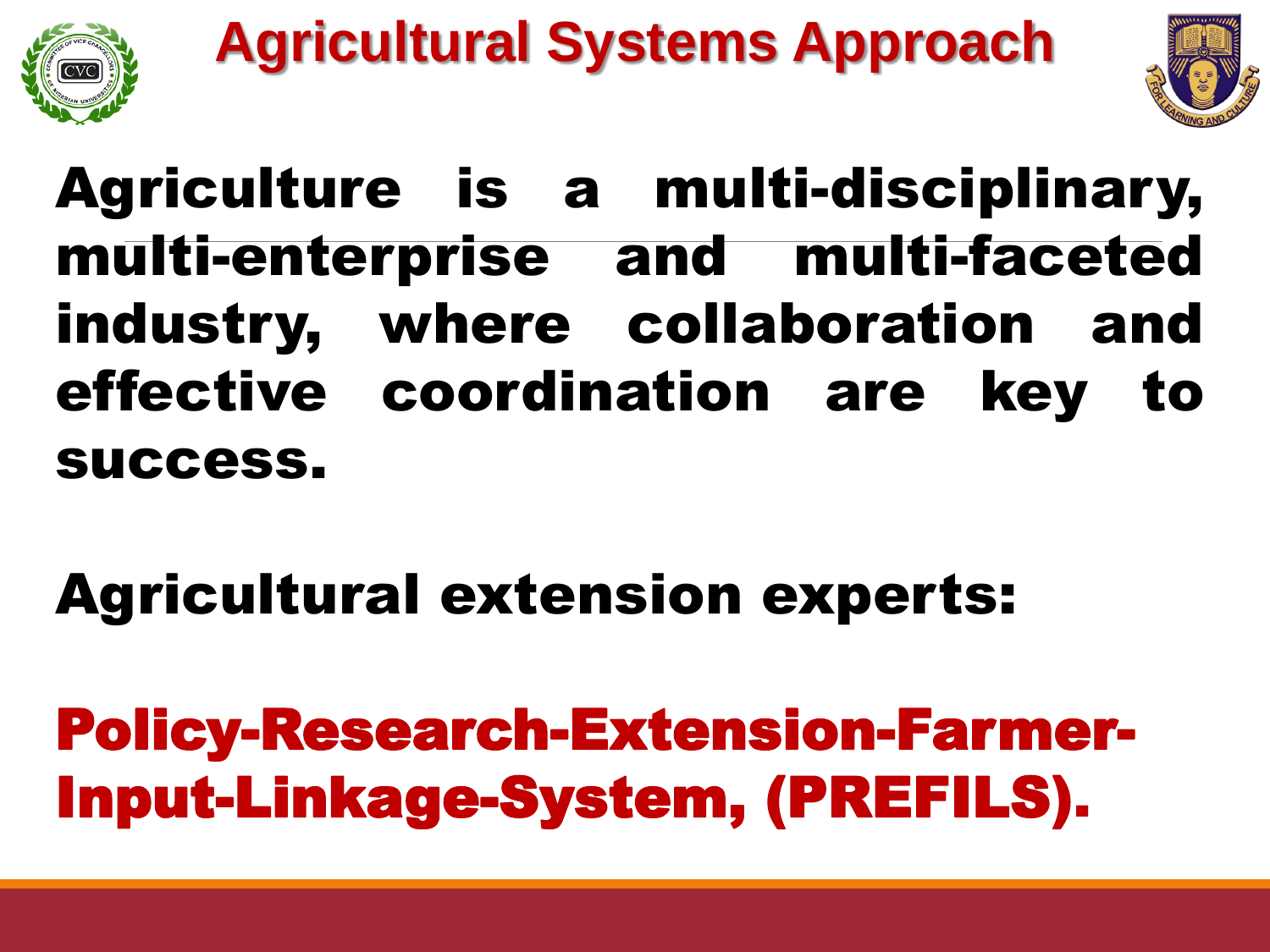# Agricultural Systems Approach

**Agriculture is a multi-disciplinary, multi-enterprise and multi-faceted industry, where collaboration and effective coordination are key to success.**

**Agricultural extension experts:**

**Policy-Research-Extension-Farmer-Input-Linkage-System, (PREFILS).**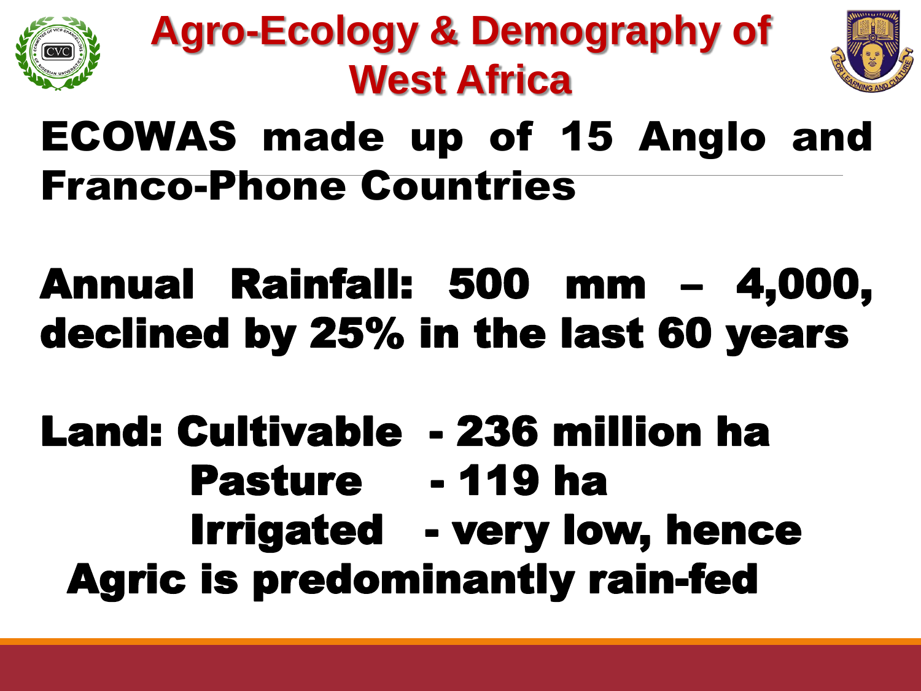# Agro-Ecology & Demography of West Africa

**ECOWAS made up of 15 Anglo and Franco-Phone Countries**

**Annual Rainfall: 500 mm – 4,000, declined by 25% in the last 60 years**

**Land: Cultivable - 236 million ha**
**Pasture - 119 ha**
**Irrigated - very low, hence**
**Agric is predominantly rain-fed**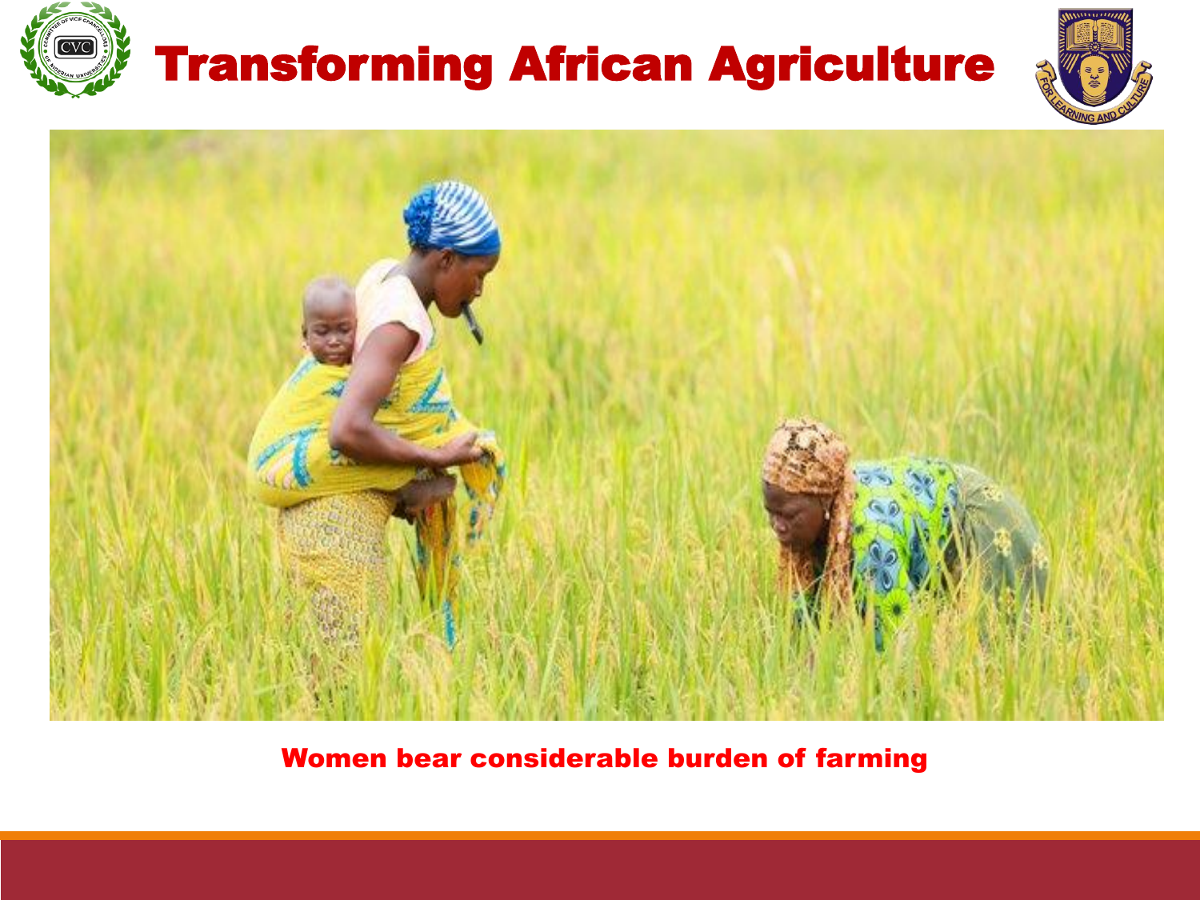# Transforming African Agriculture

Women bear considerable burden of farming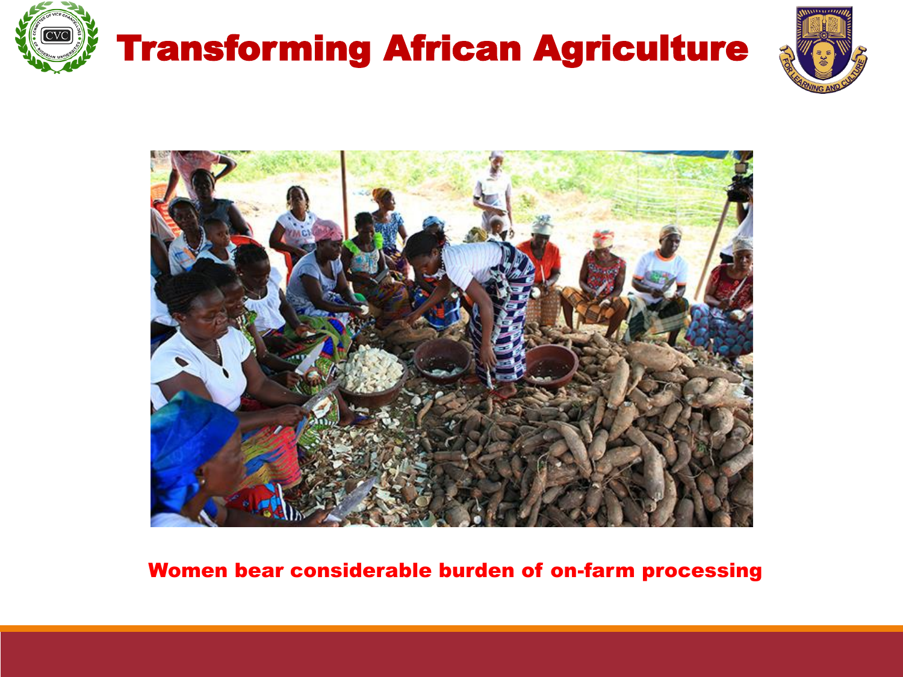# Transforming African Agriculture

Women bear considerable burden of on-farm processing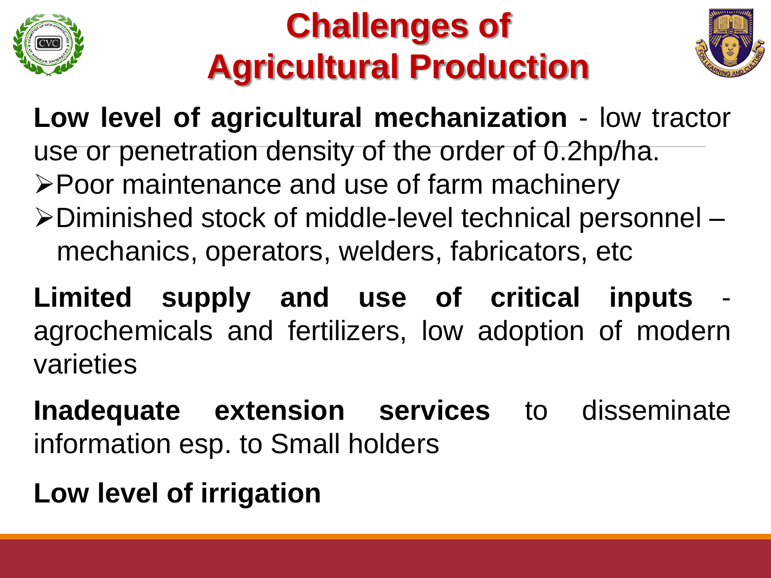# Challenges of Agricultural Production

**Low level of agricultural mechanization** - low tractor use or penetration density of the order of 0.2hp/ha.

- Poor maintenance and use of farm machinery
- Diminished stock of middle-level technical personnel – mechanics, operators, welders, fabricators, etc

**Limited supply and use of critical inputs** - agrochemicals and fertilizers, low adoption of modern varieties

**Inadequate extension services** to disseminate information esp. to Small holders

**Low level of irrigation**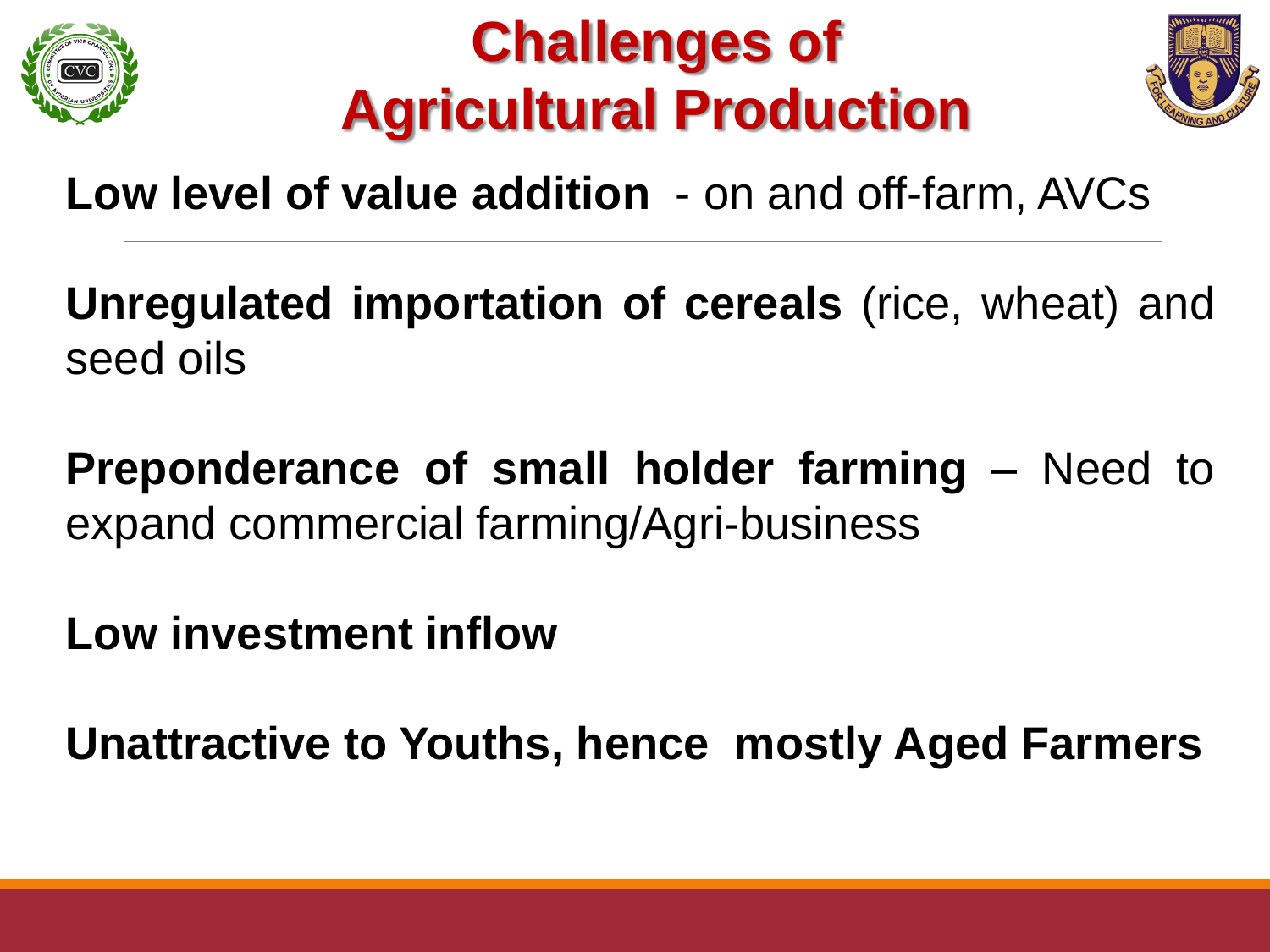# Challenges of Agricultural Production

**Low level of value addition** - on and off-farm, AVCs

---

**Unregulated importation of cereals** (rice, wheat) and seed oils

**Preponderance of small holder farming** – Need to expand commercial farming/Agri-business

**Low investment inflow**

**Unattractive to Youths, hence mostly Aged Farmers**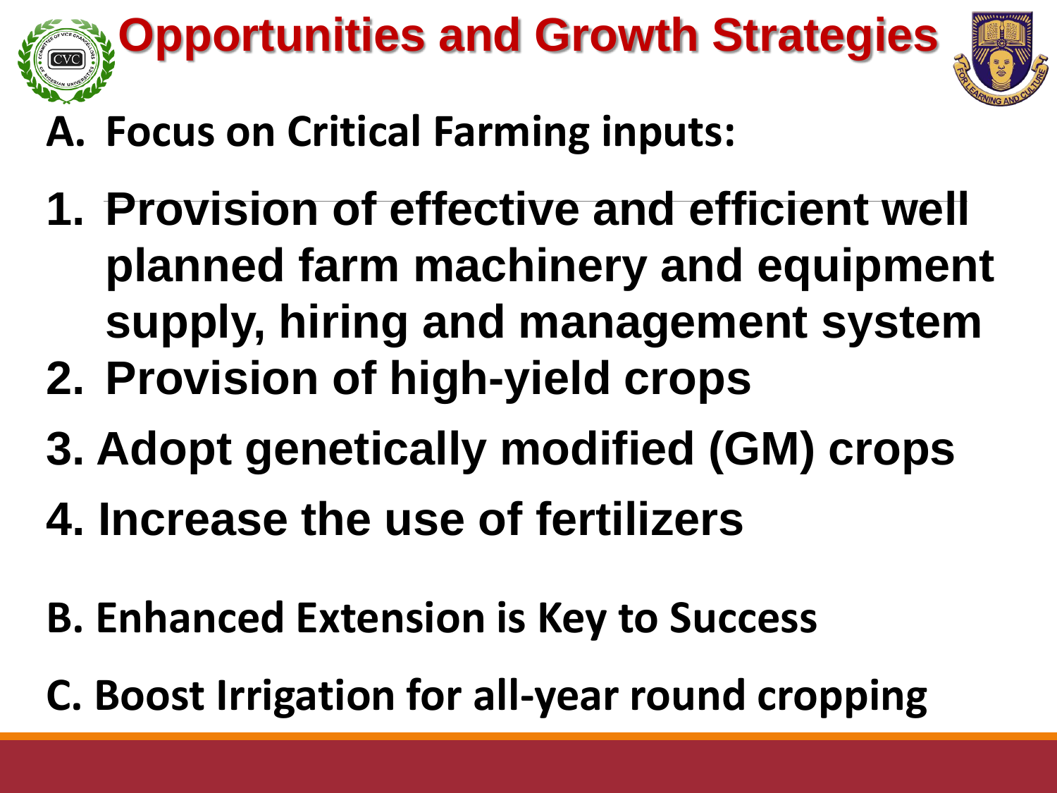# Opportunities and Growth Strategies

**A. Focus on Critical Farming inputs:**

1. **Provision of effective and efficient well planned farm machinery and equipment supply, hiring and management system**
2. **Provision of high-yield crops**
3. **Adopt genetically modified (GM) crops**
4. **Increase the use of fertilizers**

**B. Enhanced Extension is Key to Success**

**C. Boost Irrigation for all-year round cropping**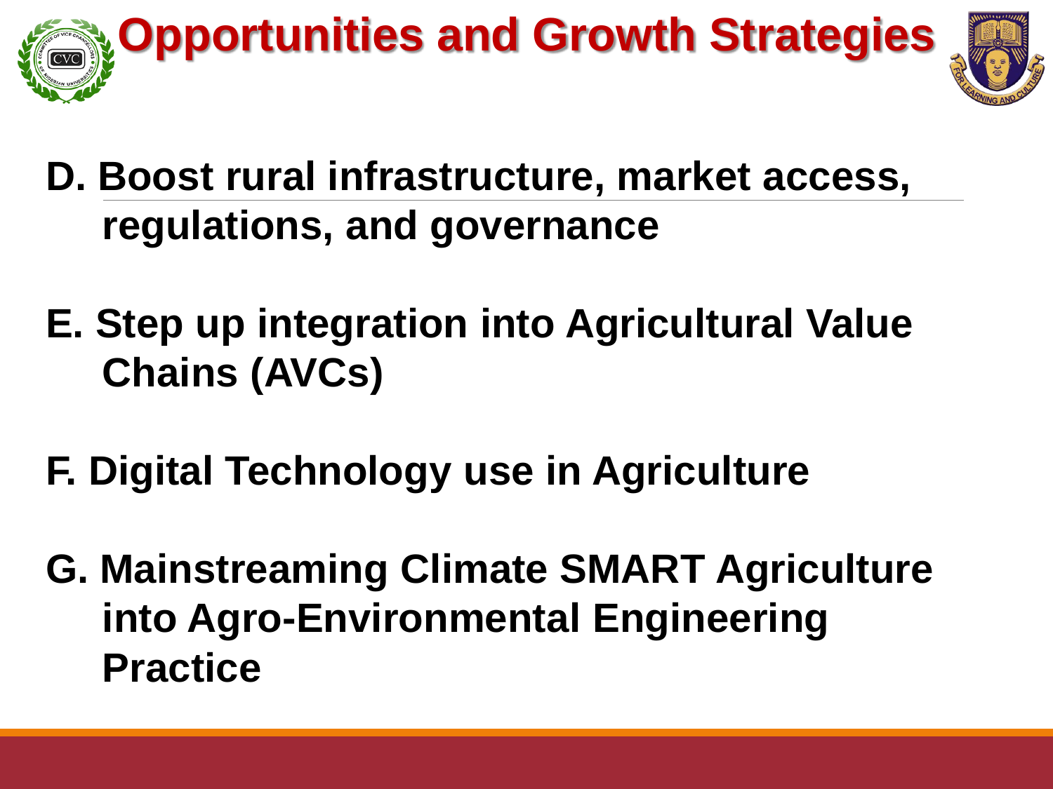# Opportunities and Growth Strategies

**D. Boost rural infrastructure, market access, regulations, and governance**

**E. Step up integration into Agricultural Value Chains (AVCs)**

**F. Digital Technology use in Agriculture**

**G. Mainstreaming Climate SMART Agriculture into Agro-Environmental Engineering Practice**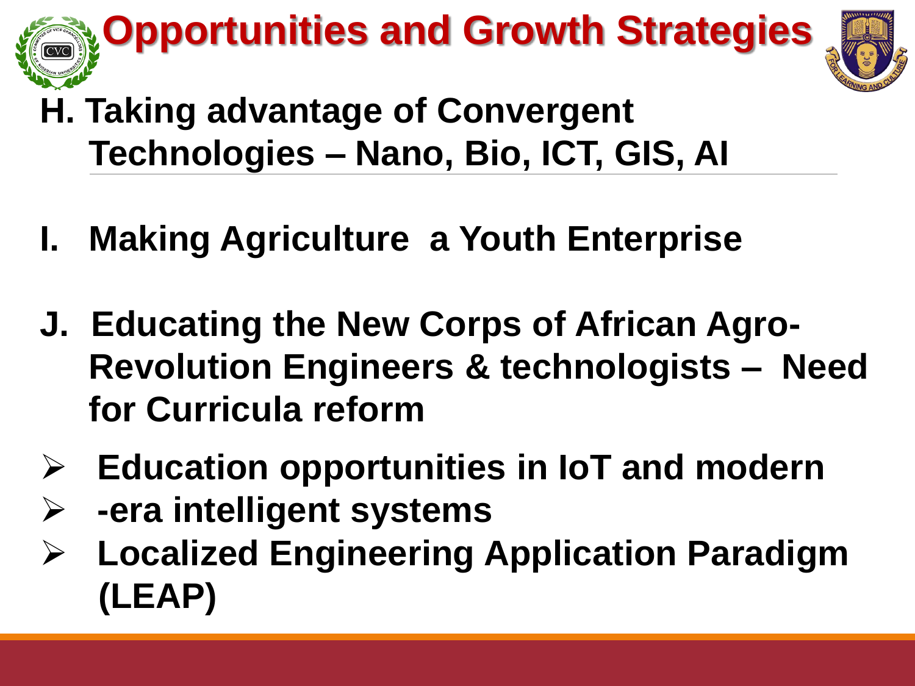# Opportunities and Growth Strategies

**H. Taking advantage of Convergent Technologies – Nano, Bio, ICT, GIS, AI**

**I. Making Agriculture a Youth Enterprise**

**J. Educating the New Corps of African Agro-Revolution Engineers & technologists – Need for Curricula reform**

- **Education opportunities in IoT and modern**
- **-era intelligent systems**
- **Localized Engineering Application Paradigm (LEAP)**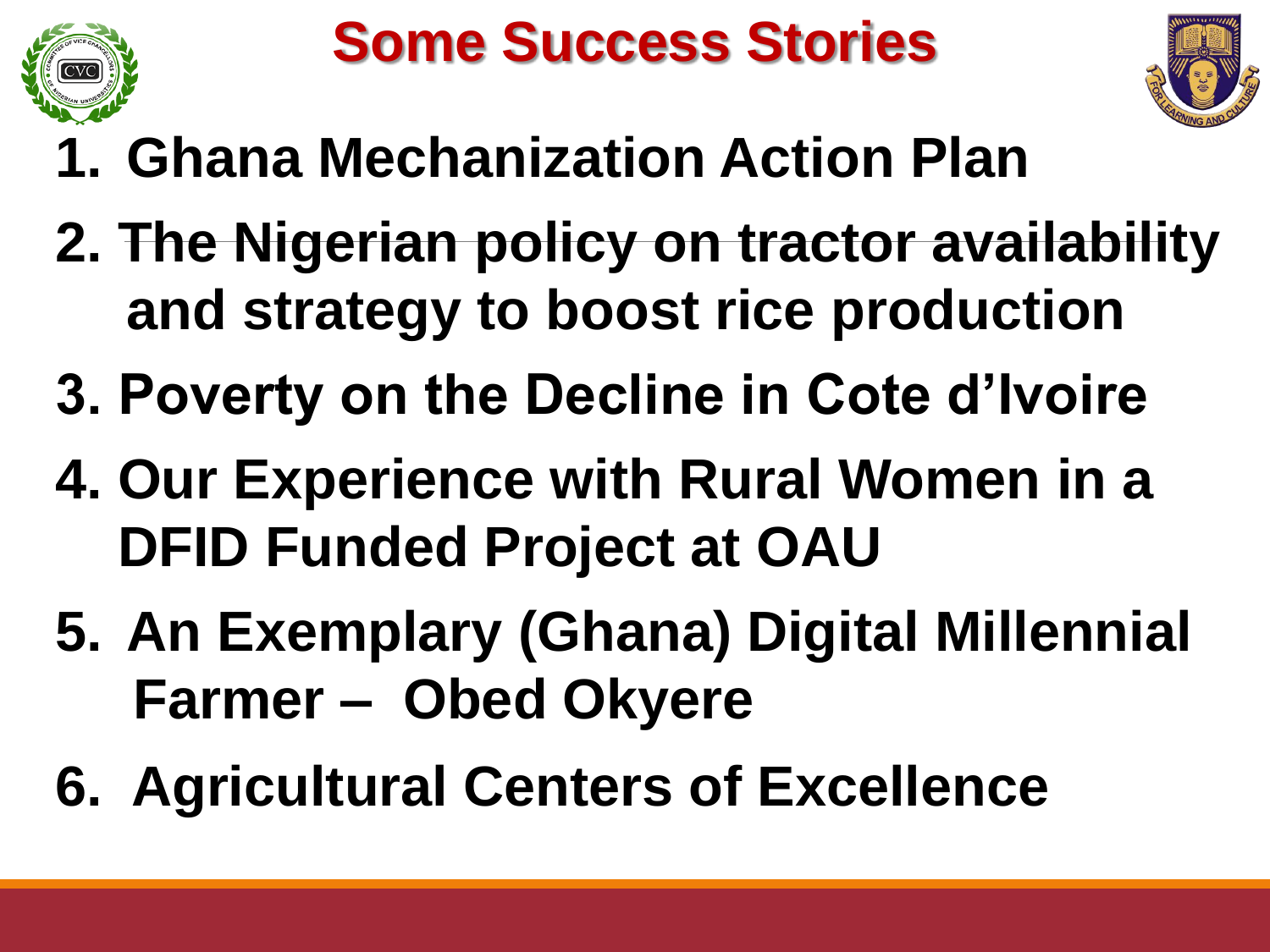# Some Success Stories

1. Ghana Mechanization Action Plan
2. The Nigerian policy on tractor availability and strategy to boost rice production
3. Poverty on the Decline in Cote d'Ivoire
4. Our Experience with Rural Women in a DFID Funded Project at OAU
5. An Exemplary (Ghana) Digital Millennial Farmer – Obed Okyere
6. Agricultural Centers of Excellence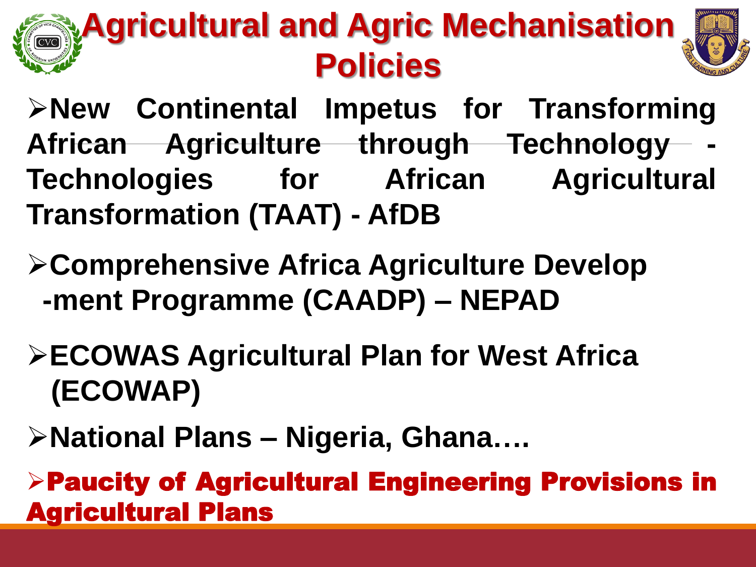# Agricultural and Agric Mechanisation Policies

- **New Continental Impetus for Transforming African Agriculture through Technology - Technologies for African Agricultural Transformation (TAAT) - AfDB**
- **Comprehensive Africa Agriculture Develop -ment Programme (CAADP) – NEPAD**
- **ECOWAS Agricultural Plan for West Africa (ECOWAP)**
- **National Plans – Nigeria, Ghana….**
- **Paucity of Agricultural Engineering Provisions in Agricultural Plans**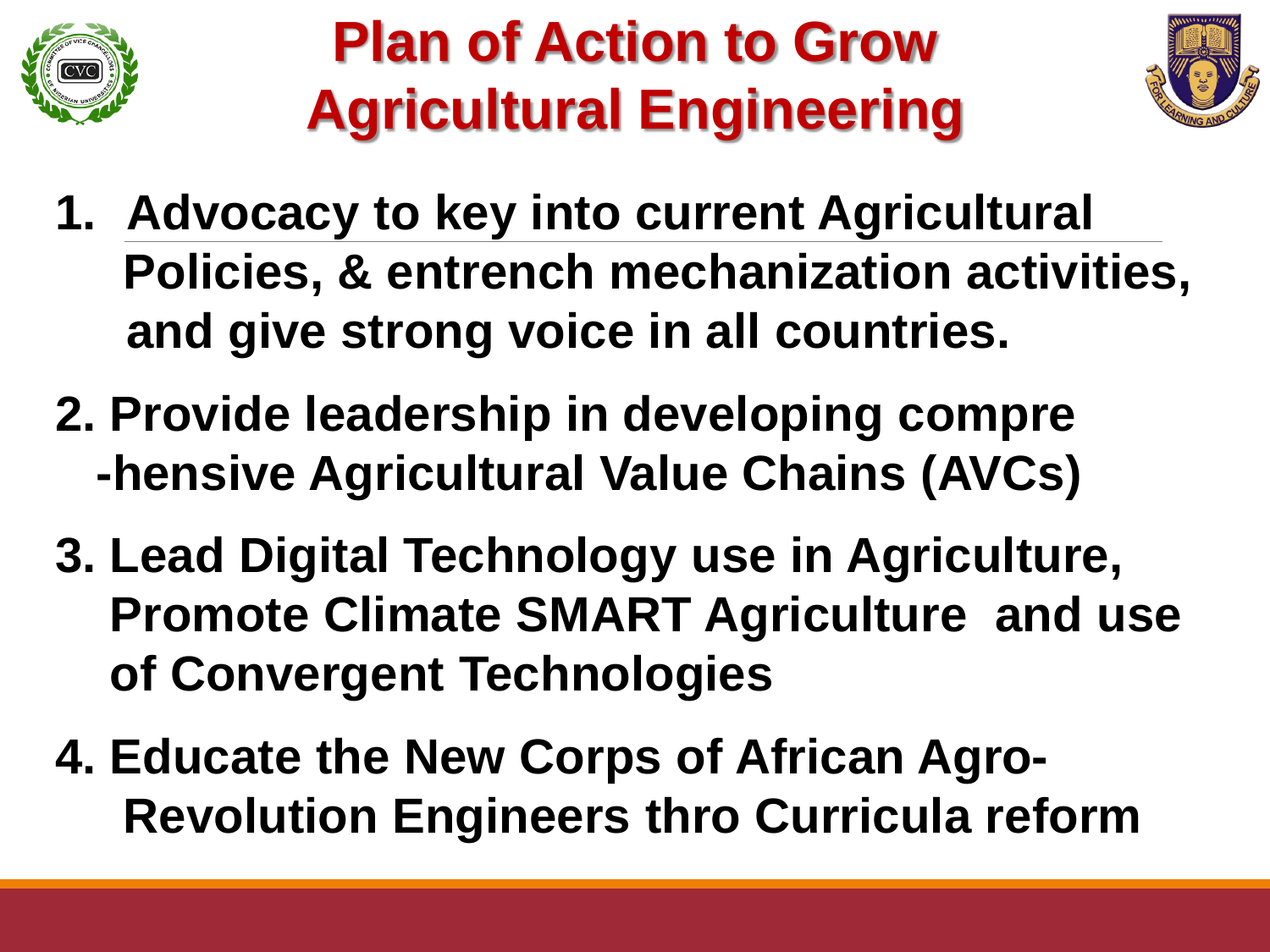# Plan of Action to Grow Agricultural Engineering

1. Advocacy to key into current Agricultural Policies, & entrench mechanization activities, and give strong voice in all countries.
2. Provide leadership in developing compre -hensive Agricultural Value Chains (AVCs)
3. Lead Digital Technology use in Agriculture, Promote Climate SMART Agriculture and use of Convergent Technologies
4. Educate the New Corps of African Agro- Revolution Engineers thro Curricula reform